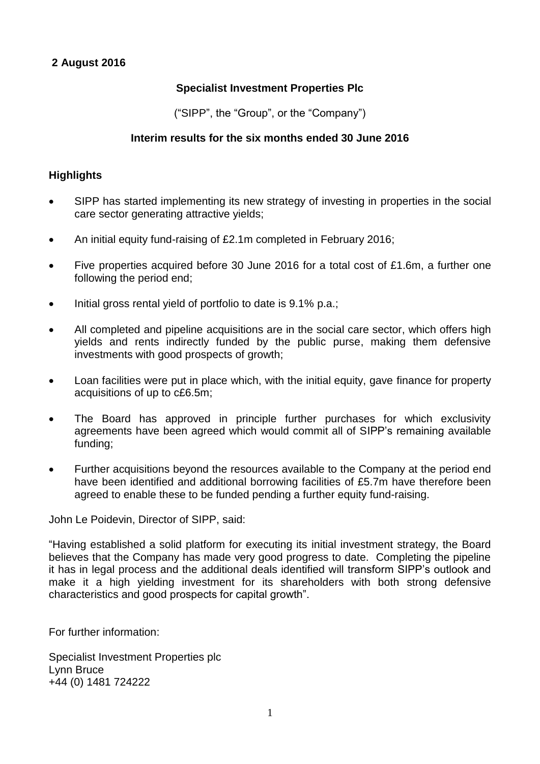**2 August 2016**

**Specialist Investment Properties Plc**

("SIPP", the "Group", or the "Company")

**Interim results for the six months ended 30 June 2016**

**Highlights**

- SIPP has started implementing its new strategy of investing in properties in the social care sector generating attractive yields;
- An initial equity fund-raising of £2.1m completed in February 2016;
- Five properties acquired before 30 June 2016 for a total cost of £1.6m, a further one following the period end;
- Initial gross rental yield of portfolio to date is 9.1% p.a.;
- All completed and pipeline acquisitions are in the social care sector, which offers high yields and rents indirectly funded by the public purse, making them defensive investments with good prospects of growth;
- Loan facilities were put in place which, with the initial equity, gave finance for property acquisitions of up to c£6.5m;
- The Board has approved in principle further purchases for which exclusivity agreements have been agreed which would commit all of SIPP's remaining available funding;
- Further acquisitions beyond the resources available to the Company at the period end have been identified and additional borrowing facilities of £5.7m have therefore been agreed to enable these to be funded pending a further equity fund-raising.

John Le Poidevin, Director of SIPP, said:

"Having established a solid platform for executing its initial investment strategy, the Board believes that the Company has made very good progress to date. Completing the pipeline it has in legal process and the additional deals identified will transform SIPP's outlook and make it a high yielding investment for its shareholders with both strong defensive characteristics and good prospects for capital growth".

For further information:

Specialist Investment Properties plc
Lynn Bruce
+44 (0) 1481 724222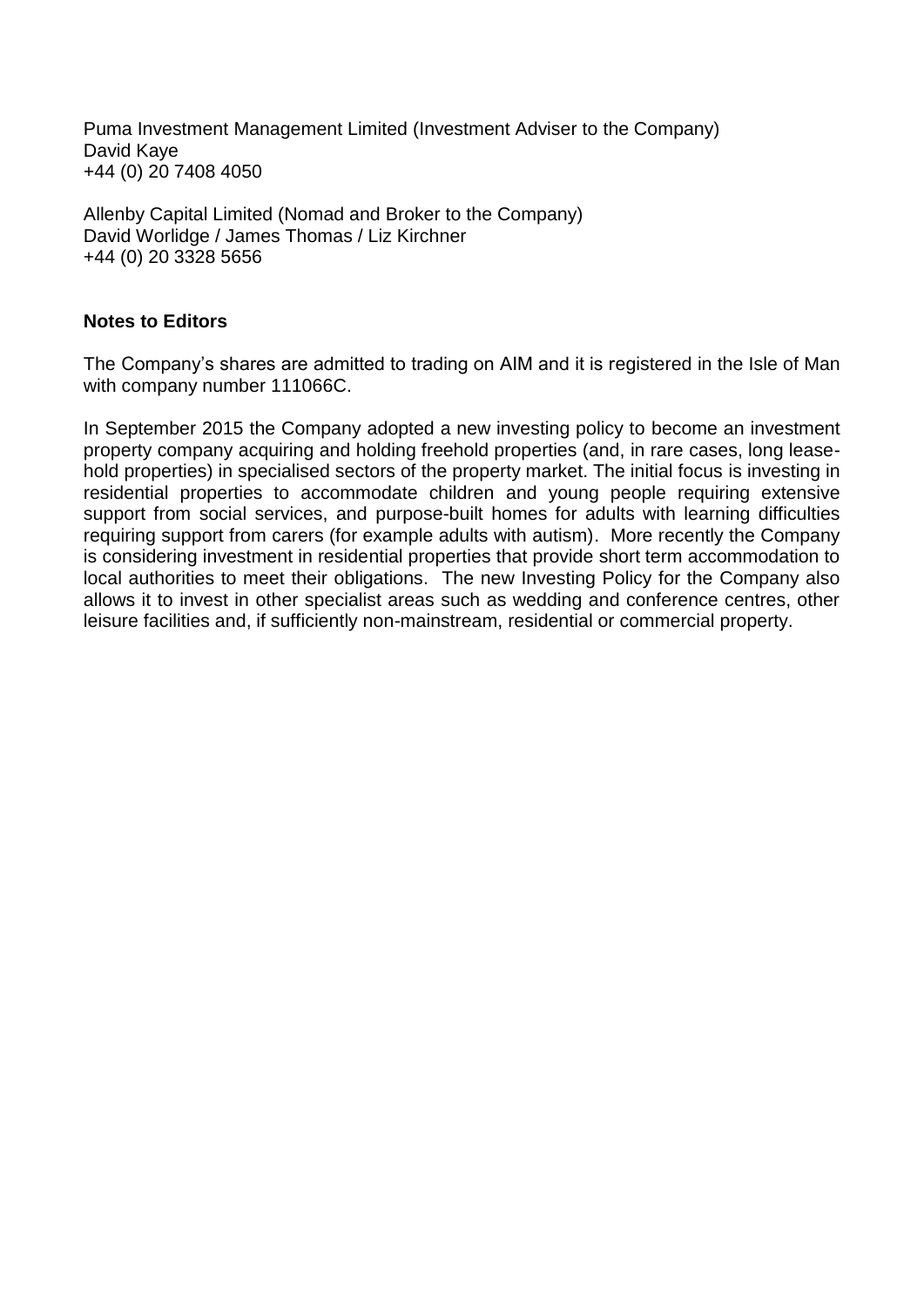Puma Investment Management Limited (Investment Adviser to the Company)
David Kaye
+44 (0) 20 7408 4050

Allenby Capital Limited (Nomad and Broker to the Company)
David Worlidge / James Thomas / Liz Kirchner
+44 (0) 20 3328 5656

**Notes to Editors**

The Company's shares are admitted to trading on AIM and it is registered in the Isle of Man with company number 111066C.

In September 2015 the Company adopted a new investing policy to become an investment property company acquiring and holding freehold properties (and, in rare cases, long lease-hold properties) in specialised sectors of the property market. The initial focus is investing in residential properties to accommodate children and young people requiring extensive support from social services, and purpose-built homes for adults with learning difficulties requiring support from carers (for example adults with autism). More recently the Company is considering investment in residential properties that provide short term accommodation to local authorities to meet their obligations. The new Investing Policy for the Company also allows it to invest in other specialist areas such as wedding and conference centres, other leisure facilities and, if sufficiently non-mainstream, residential or commercial property.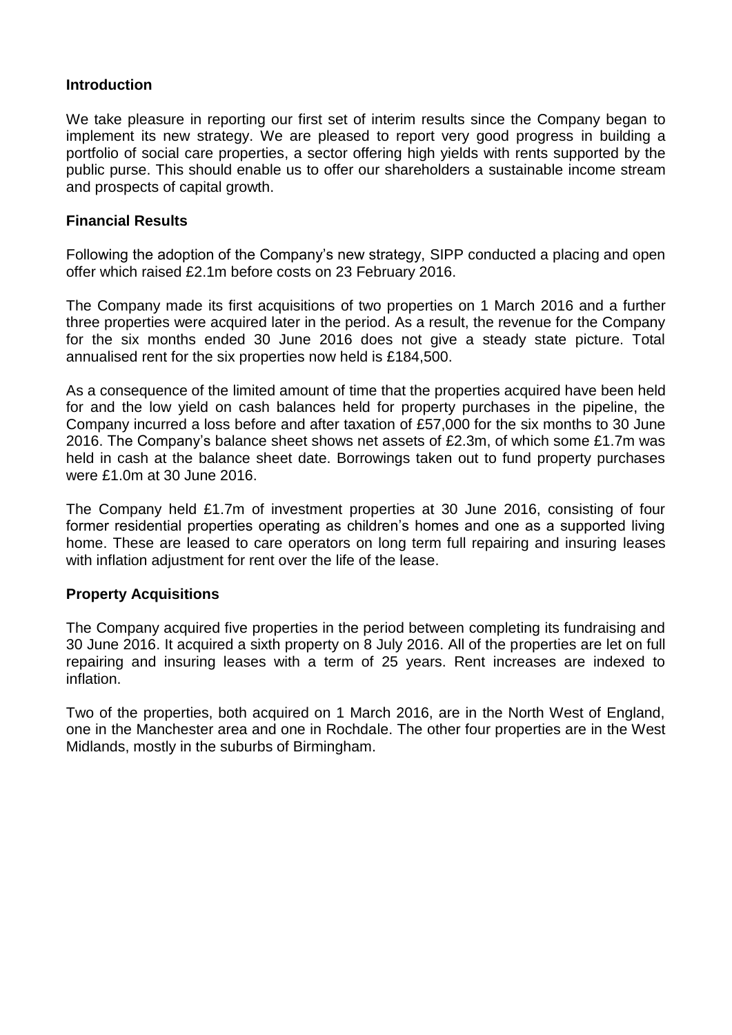## Introduction

We take pleasure in reporting our first set of interim results since the Company began to implement its new strategy. We are pleased to report very good progress in building a portfolio of social care properties, a sector offering high yields with rents supported by the public purse. This should enable us to offer our shareholders a sustainable income stream and prospects of capital growth.

## Financial Results

Following the adoption of the Company's new strategy, SIPP conducted a placing and open offer which raised £2.1m before costs on 23 February 2016.

The Company made its first acquisitions of two properties on 1 March 2016 and a further three properties were acquired later in the period. As a result, the revenue for the Company for the six months ended 30 June 2016 does not give a steady state picture. Total annualised rent for the six properties now held is £184,500.

As a consequence of the limited amount of time that the properties acquired have been held for and the low yield on cash balances held for property purchases in the pipeline, the Company incurred a loss before and after taxation of £57,000 for the six months to 30 June 2016. The Company's balance sheet shows net assets of £2.3m, of which some £1.7m was held in cash at the balance sheet date. Borrowings taken out to fund property purchases were £1.0m at 30 June 2016.

The Company held £1.7m of investment properties at 30 June 2016, consisting of four former residential properties operating as children's homes and one as a supported living home. These are leased to care operators on long term full repairing and insuring leases with inflation adjustment for rent over the life of the lease.

## Property Acquisitions

The Company acquired five properties in the period between completing its fundraising and 30 June 2016. It acquired a sixth property on 8 July 2016. All of the properties are let on full repairing and insuring leases with a term of 25 years. Rent increases are indexed to inflation.

Two of the properties, both acquired on 1 March 2016, are in the North West of England, one in the Manchester area and one in Rochdale. The other four properties are in the West Midlands, mostly in the suburbs of Birmingham.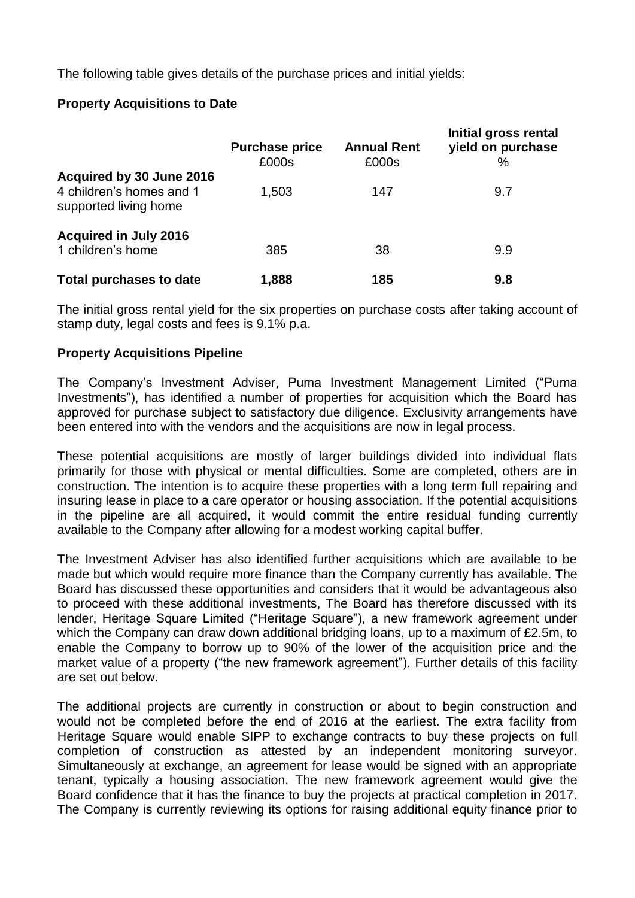The following table gives details of the purchase prices and initial yields:

**Property Acquisitions to Date**

| | Purchase price £000s | Annual Rent £000s | Initial gross rental yield on purchase % |
|---|---|---|---|
| **Acquired by 30 June 2016** | | | |
| 4 children's homes and 1 supported living home | 1,503 | 147 | 9.7 |
| **Acquired in July 2016** | | | |
| 1 children's home | 385 | 38 | 9.9 |
| **Total purchases to date** | **1,888** | **185** | **9.8** |

The initial gross rental yield for the six properties on purchase costs after taking account of stamp duty, legal costs and fees is 9.1% p.a.

**Property Acquisitions Pipeline**

The Company's Investment Adviser, Puma Investment Management Limited ("Puma Investments"), has identified a number of properties for acquisition which the Board has approved for purchase subject to satisfactory due diligence. Exclusivity arrangements have been entered into with the vendors and the acquisitions are now in legal process.

These potential acquisitions are mostly of larger buildings divided into individual flats primarily for those with physical or mental difficulties. Some are completed, others are in construction. The intention is to acquire these properties with a long term full repairing and insuring lease in place to a care operator or housing association. If the potential acquisitions in the pipeline are all acquired, it would commit the entire residual funding currently available to the Company after allowing for a modest working capital buffer.

The Investment Adviser has also identified further acquisitions which are available to be made but which would require more finance than the Company currently has available. The Board has discussed these opportunities and considers that it would be advantageous also to proceed with these additional investments, The Board has therefore discussed with its lender, Heritage Square Limited ("Heritage Square"), a new framework agreement under which the Company can draw down additional bridging loans, up to a maximum of £2.5m, to enable the Company to borrow up to 90% of the lower of the acquisition price and the market value of a property ("the new framework agreement"). Further details of this facility are set out below.

The additional projects are currently in construction or about to begin construction and would not be completed before the end of 2016 at the earliest. The extra facility from Heritage Square would enable SIPP to exchange contracts to buy these projects on full completion of construction as attested by an independent monitoring surveyor. Simultaneously at exchange, an agreement for lease would be signed with an appropriate tenant, typically a housing association. The new framework agreement would give the Board confidence that it has the finance to buy the projects at practical completion in 2017. The Company is currently reviewing its options for raising additional equity finance prior to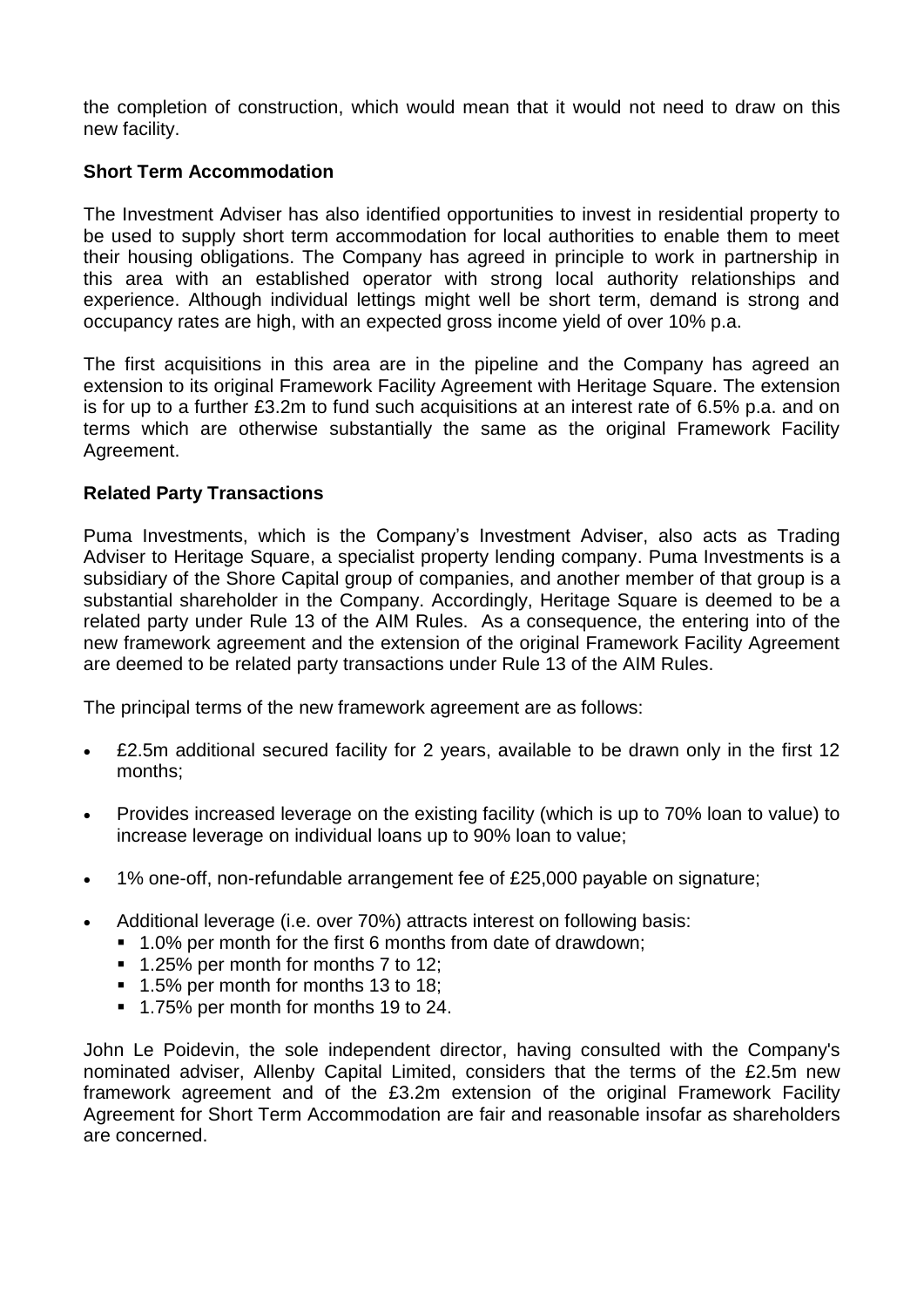the completion of construction, which would mean that it would not need to draw on this new facility.

**Short Term Accommodation**

The Investment Adviser has also identified opportunities to invest in residential property to be used to supply short term accommodation for local authorities to enable them to meet their housing obligations. The Company has agreed in principle to work in partnership in this area with an established operator with strong local authority relationships and experience. Although individual lettings might well be short term, demand is strong and occupancy rates are high, with an expected gross income yield of over 10% p.a.

The first acquisitions in this area are in the pipeline and the Company has agreed an extension to its original Framework Facility Agreement with Heritage Square. The extension is for up to a further £3.2m to fund such acquisitions at an interest rate of 6.5% p.a. and on terms which are otherwise substantially the same as the original Framework Facility Agreement.

**Related Party Transactions**

Puma Investments, which is the Company's Investment Adviser, also acts as Trading Adviser to Heritage Square, a specialist property lending company. Puma Investments is a subsidiary of the Shore Capital group of companies, and another member of that group is a substantial shareholder in the Company. Accordingly, Heritage Square is deemed to be a related party under Rule 13 of the AIM Rules. As a consequence, the entering into of the new framework agreement and the extension of the original Framework Facility Agreement are deemed to be related party transactions under Rule 13 of the AIM Rules.

The principal terms of the new framework agreement are as follows:

- £2.5m additional secured facility for 2 years, available to be drawn only in the first 12 months;
- Provides increased leverage on the existing facility (which is up to 70% loan to value) to increase leverage on individual loans up to 90% loan to value;
- 1% one-off, non-refundable arrangement fee of £25,000 payable on signature;
- Additional leverage (i.e. over 70%) attracts interest on following basis:
  - 1.0% per month for the first 6 months from date of drawdown;
  - 1.25% per month for months 7 to 12;
  - 1.5% per month for months 13 to 18;
  - 1.75% per month for months 19 to 24.

John Le Poidevin, the sole independent director, having consulted with the Company's nominated adviser, Allenby Capital Limited, considers that the terms of the £2.5m new framework agreement and of the £3.2m extension of the original Framework Facility Agreement for Short Term Accommodation are fair and reasonable insofar as shareholders are concerned.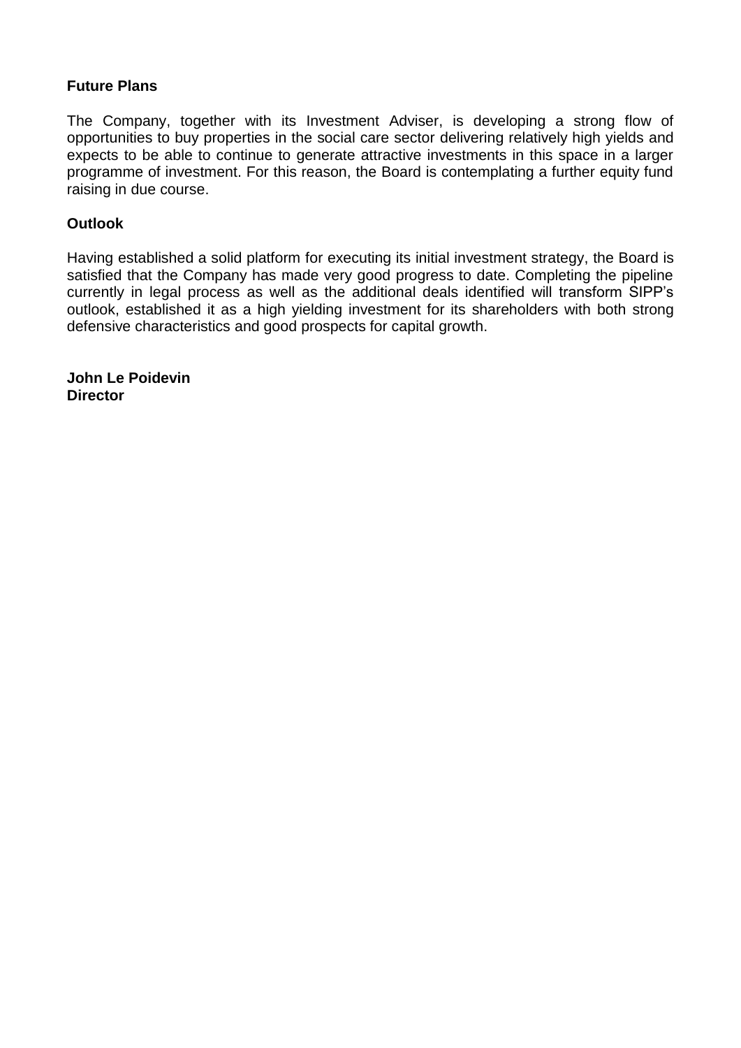**Future Plans**

The Company, together with its Investment Adviser, is developing a strong flow of opportunities to buy properties in the social care sector delivering relatively high yields and expects to be able to continue to generate attractive investments in this space in a larger programme of investment. For this reason, the Board is contemplating a further equity fund raising in due course.

**Outlook**

Having established a solid platform for executing its initial investment strategy, the Board is satisfied that the Company has made very good progress to date. Completing the pipeline currently in legal process as well as the additional deals identified will transform SIPP's outlook, established it as a high yielding investment for its shareholders with both strong defensive characteristics and good prospects for capital growth.

**John Le Poidevin**
**Director**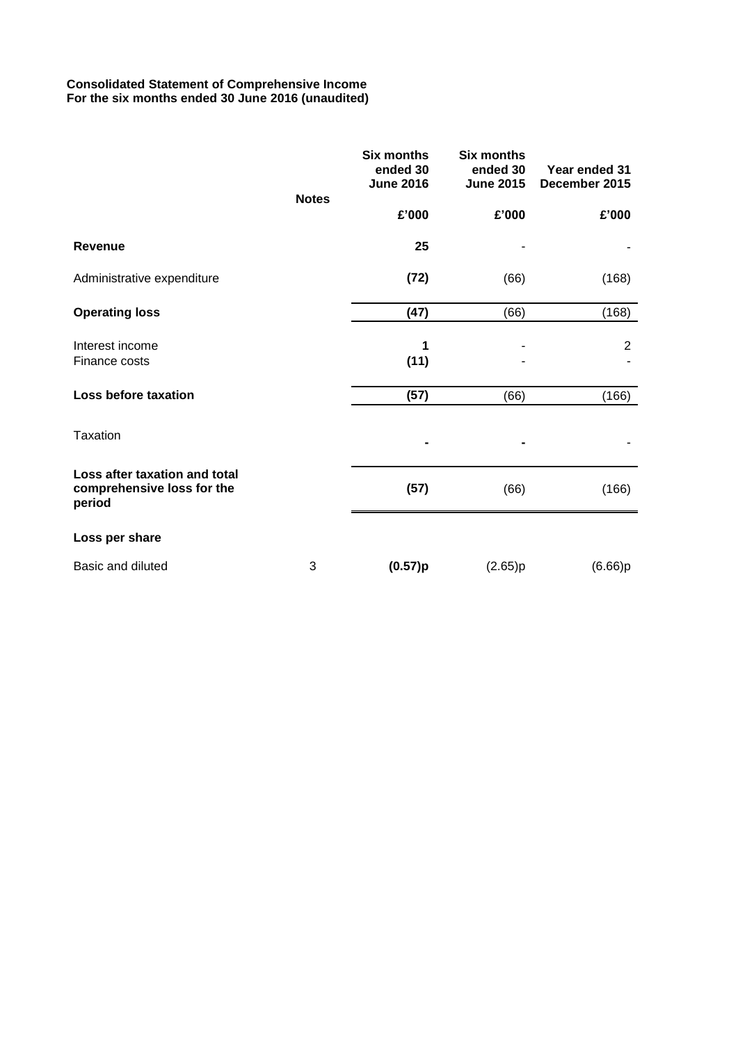**Consolidated Statement of Comprehensive Income**
**For the six months ended 30 June 2016 (unaudited)**

| | Notes | Six months ended 30 June 2016 | Six months ended 30 June 2015 | Year ended 31 December 2015 |
|---|---|---|---|---|
| | | £'000 | £'000 | £'000 |
| **Revenue** | | **25** | - | - |
| Administrative expenditure | | **(72)** | (66) | (168) |
| **Operating loss** | | **(47)** | (66) | (168) |
| Interest income | | **1** | - | 2 |
| Finance costs | | **(11)** | - | - |
| **Loss before taxation** | | **(57)** | (66) | (166) |
| Taxation | | **-** | **-** | - |
| **Loss after taxation and total comprehensive loss for the period** | | **(57)** | (66) | (166) |
| **Loss per share** | | | | |
| Basic and diluted | 3 | **(0.57)p** | (2.65)p | (6.66)p |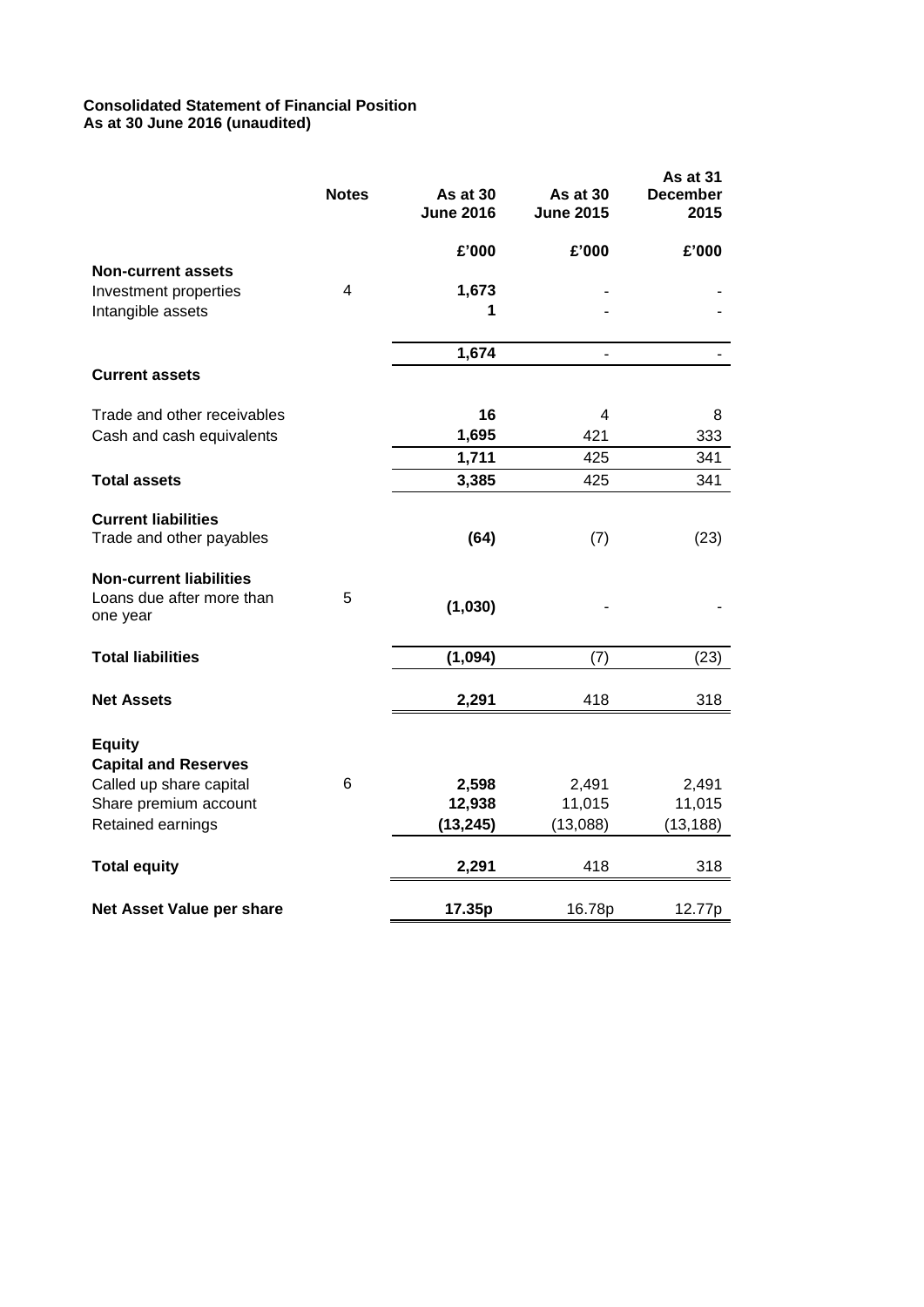**Consolidated Statement of Financial Position**
**As at 30 June 2016 (unaudited)**

| | Notes | As at 30 June 2016 | As at 30 June 2015 | As at 31 December 2015 |
|---|---|---|---|---|
| | | **£'000** | **£'000** | **£'000** |
| **Non-current assets** | | | | |
| Investment properties | 4 | **1,673** | - | - |
| Intangible assets | | **1** | - | - |
| | | **1,674** | - | - |
| **Current assets** | | | | |
| Trade and other receivables | | **16** | 4 | 8 |
| Cash and cash equivalents | | **1,695** | 421 | 333 |
| | | **1,711** | 425 | 341 |
| **Total assets** | | **3,385** | 425 | 341 |
| **Current liabilities** | | | | |
| Trade and other payables | | **(64)** | (7) | (23) |
| **Non-current liabilities** | | | | |
| Loans due after more than one year | 5 | **(1,030)** | - | - |
| **Total liabilities** | | **(1,094)** | (7) | (23) |
| **Net Assets** | | **2,291** | 418 | 318 |
| **Equity** | | | | |
| **Capital and Reserves** | | | | |
| Called up share capital | 6 | **2,598** | 2,491 | 2,491 |
| Share premium account | | **12,938** | 11,015 | 11,015 |
| Retained earnings | | **(13,245)** | (13,088) | (13,188) |
| **Total equity** | | **2,291** | 418 | 318 |
| **Net Asset Value per share** | | **17.35p** | 16.78p | 12.77p |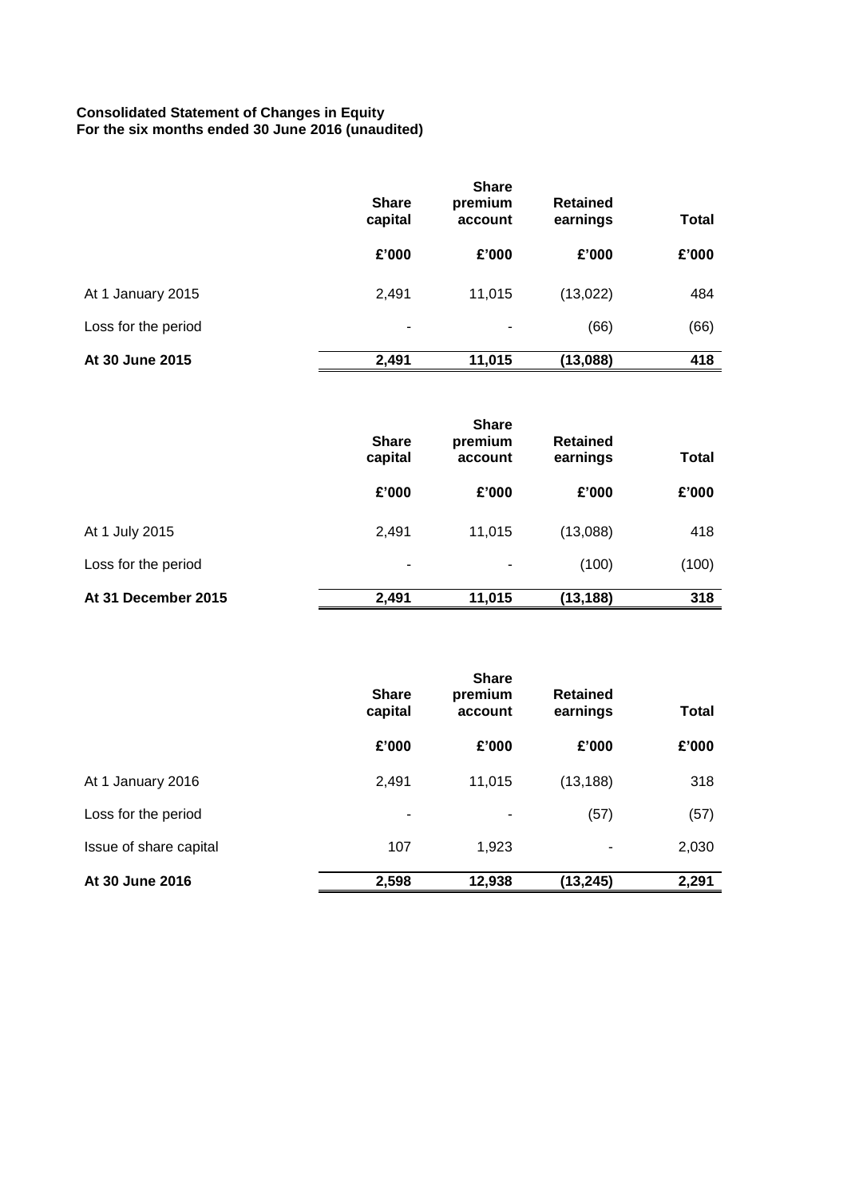**Consolidated Statement of Changes in Equity**
**For the six months ended 30 June 2016 (unaudited)**

| | Share capital | Share premium account | Retained earnings | Total |
|---|---|---|---|---|
| | £'000 | £'000 | £'000 | £'000 |
| At 1 January 2015 | 2,491 | 11,015 | (13,022) | 484 |
| Loss for the period | - | - | (66) | (66) |
| **At 30 June 2015** | **2,491** | **11,015** | **(13,088)** | **418** |

| | Share capital | Share premium account | Retained earnings | Total |
|---|---|---|---|---|
| | £'000 | £'000 | £'000 | £'000 |
| At 1 July 2015 | 2,491 | 11,015 | (13,088) | 418 |
| Loss for the period | - | - | (100) | (100) |
| **At 31 December 2015** | **2,491** | **11,015** | **(13,188)** | **318** |

| | Share capital | Share premium account | Retained earnings | Total |
|---|---|---|---|---|
| | £'000 | £'000 | £'000 | £'000 |
| At 1 January 2016 | 2,491 | 11,015 | (13,188) | 318 |
| Loss for the period | - | - | (57) | (57) |
| Issue of share capital | 107 | 1,923 | - | 2,030 |
| **At 30 June 2016** | **2,598** | **12,938** | **(13,245)** | **2,291** |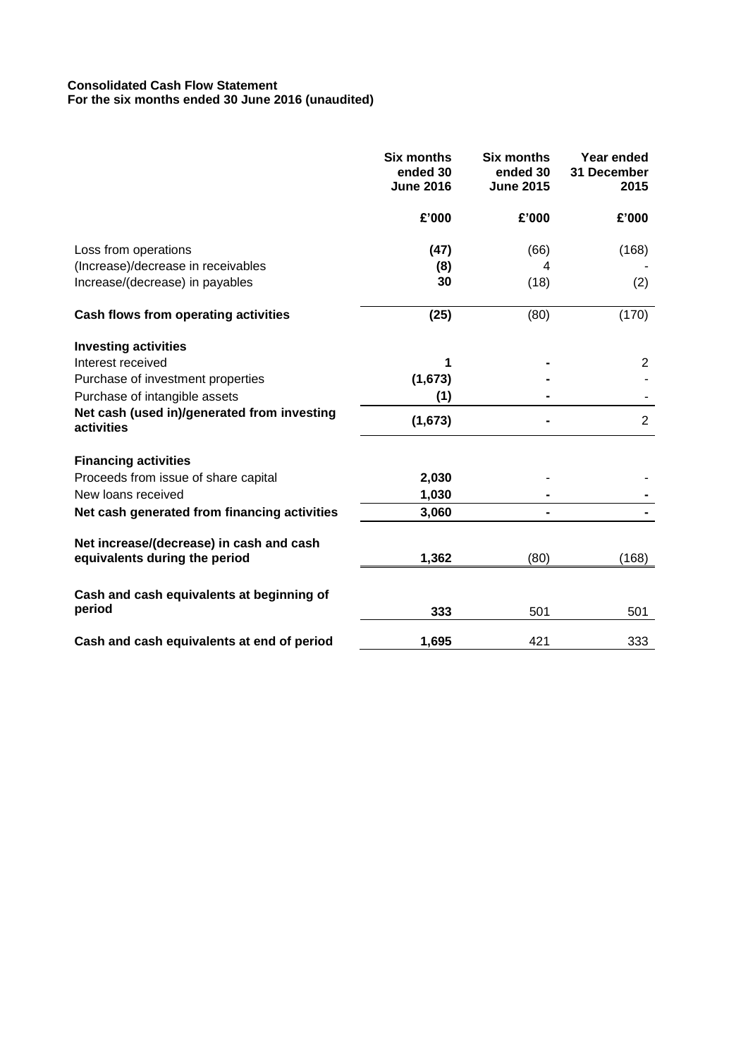**Consolidated Cash Flow Statement**
**For the six months ended 30 June 2016 (unaudited)**

| | Six months ended 30 June 2016 | Six months ended 30 June 2015 | Year ended 31 December 2015 |
|---|---|---|---|
| | £'000 | £'000 | £'000 |
| Loss from operations | **(47)** | (66) | (168) |
| (Increase)/decrease in receivables | **(8)** | 4 | - |
| Increase/(decrease) in payables | **30** | (18) | (2) |
| **Cash flows from operating activities** | **(25)** | (80) | (170) |
| **Investing activities** | | | |
| Interest received | **1** | **-** | 2 |
| Purchase of investment properties | **(1,673)** | **-** | - |
| Purchase of intangible assets | **(1)** | **-** | - |
| **Net cash (used in)/generated from investing activities** | **(1,673)** | **-** | 2 |
| **Financing activities** | | | |
| Proceeds from issue of share capital | **2,030** | - | - |
| New loans received | **1,030** | **-** | **-** |
| **Net cash generated from financing activities** | **3,060** | **-** | **-** |
| **Net increase/(decrease) in cash and cash equivalents during the period** | **1,362** | (80) | (168) |
| **Cash and cash equivalents at beginning of period** | **333** | 501 | 501 |
| **Cash and cash equivalents at end of period** | **1,695** | 421 | 333 |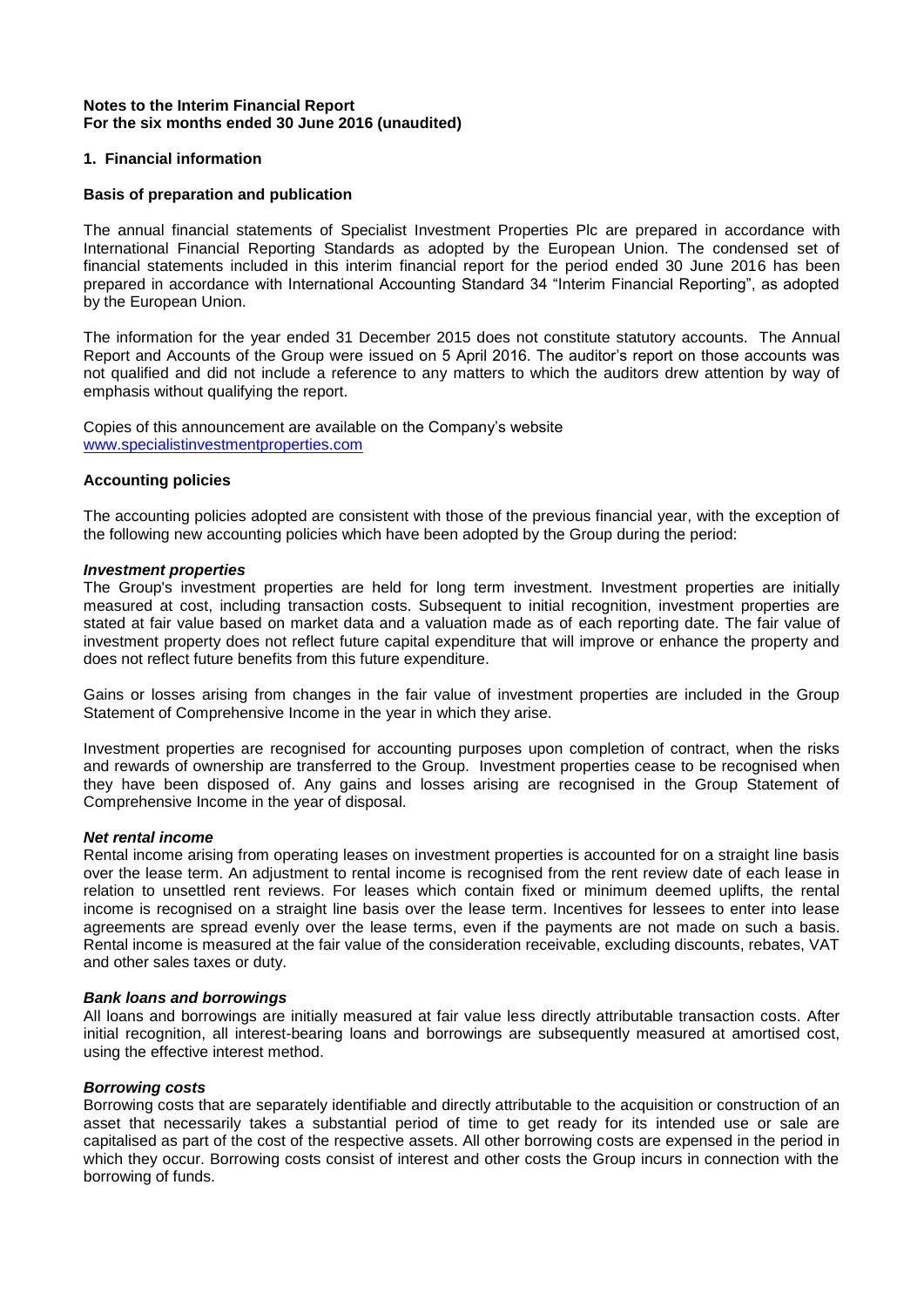**Notes to the Interim Financial Report**
**For the six months ended 30 June 2016 (unaudited)**

## 1. Financial information

### Basis of preparation and publication

The annual financial statements of Specialist Investment Properties Plc are prepared in accordance with International Financial Reporting Standards as adopted by the European Union. The condensed set of financial statements included in this interim financial report for the period ended 30 June 2016 has been prepared in accordance with International Accounting Standard 34 "Interim Financial Reporting", as adopted by the European Union.

The information for the year ended 31 December 2015 does not constitute statutory accounts. The Annual Report and Accounts of the Group were issued on 5 April 2016. The auditor's report on those accounts was not qualified and did not include a reference to any matters to which the auditors drew attention by way of emphasis without qualifying the report.

Copies of this announcement are available on the Company's website
www.specialistinvestmentproperties.com

### Accounting policies

The accounting policies adopted are consistent with those of the previous financial year, with the exception of the following new accounting policies which have been adopted by the Group during the period:

***Investment properties***
The Group's investment properties are held for long term investment. Investment properties are initially measured at cost, including transaction costs. Subsequent to initial recognition, investment properties are stated at fair value based on market data and a valuation made as of each reporting date. The fair value of investment property does not reflect future capital expenditure that will improve or enhance the property and does not reflect future benefits from this future expenditure.

Gains or losses arising from changes in the fair value of investment properties are included in the Group Statement of Comprehensive Income in the year in which they arise.

Investment properties are recognised for accounting purposes upon completion of contract, when the risks and rewards of ownership are transferred to the Group. Investment properties cease to be recognised when they have been disposed of. Any gains and losses arising are recognised in the Group Statement of Comprehensive Income in the year of disposal.

***Net rental income***
Rental income arising from operating leases on investment properties is accounted for on a straight line basis over the lease term. An adjustment to rental income is recognised from the rent review date of each lease in relation to unsettled rent reviews. For leases which contain fixed or minimum deemed uplifts, the rental income is recognised on a straight line basis over the lease term. Incentives for lessees to enter into lease agreements are spread evenly over the lease terms, even if the payments are not made on such a basis. Rental income is measured at the fair value of the consideration receivable, excluding discounts, rebates, VAT and other sales taxes or duty.

***Bank loans and borrowings***
All loans and borrowings are initially measured at fair value less directly attributable transaction costs. After initial recognition, all interest-bearing loans and borrowings are subsequently measured at amortised cost, using the effective interest method.

***Borrowing costs***
Borrowing costs that are separately identifiable and directly attributable to the acquisition or construction of an asset that necessarily takes a substantial period of time to get ready for its intended use or sale are capitalised as part of the cost of the respective assets. All other borrowing costs are expensed in the period in which they occur. Borrowing costs consist of interest and other costs the Group incurs in connection with the borrowing of funds.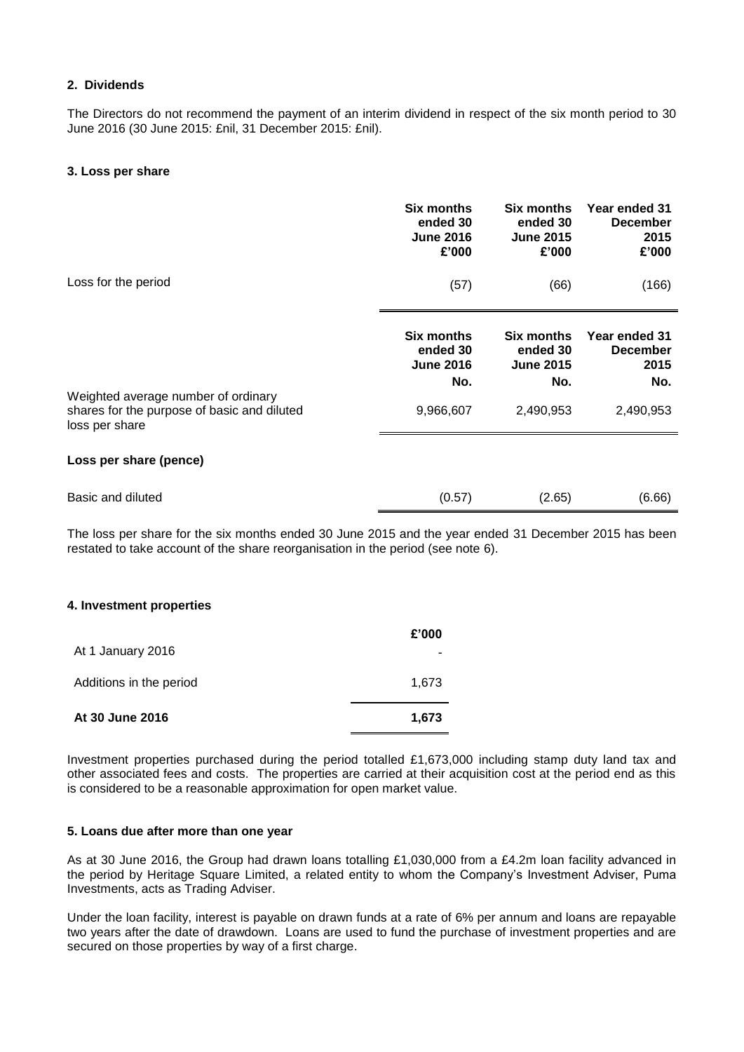## 2. Dividends

The Directors do not recommend the payment of an interim dividend in respect of the six month period to 30 June 2016 (30 June 2015: £nil, 31 December 2015: £nil).

## 3. Loss per share

| | Six months ended 30 June 2016 £'000 | Six months ended 30 June 2015 £'000 | Year ended 31 December 2015 £'000 |
|---|---|---|---|
| Loss for the period | (57) | (66) | (166) |

| | Six months ended 30 June 2016 No. | Six months ended 30 June 2015 No. | Year ended 31 December 2015 No. |
|---|---|---|---|
| Weighted average number of ordinary shares for the purpose of basic and diluted loss per share | 9,966,607 | 2,490,953 | 2,490,953 |
| **Loss per share (pence)** | | | |
| Basic and diluted | (0.57) | (2.65) | (6.66) |

The loss per share for the six months ended 30 June 2015 and the year ended 31 December 2015 has been restated to take account of the share reorganisation in the period (see note 6).

## 4. Investment properties

| | £'000 |
|---|---|
| At 1 January 2016 | - |
| Additions in the period | 1,673 |
| **At 30 June 2016** | **1,673** |

Investment properties purchased during the period totalled £1,673,000 including stamp duty land tax and other associated fees and costs. The properties are carried at their acquisition cost at the period end as this is considered to be a reasonable approximation for open market value.

## 5. Loans due after more than one year

As at 30 June 2016, the Group had drawn loans totalling £1,030,000 from a £4.2m loan facility advanced in the period by Heritage Square Limited, a related entity to whom the Company's Investment Adviser, Puma Investments, acts as Trading Adviser.

Under the loan facility, interest is payable on drawn funds at a rate of 6% per annum and loans are repayable two years after the date of drawdown. Loans are used to fund the purchase of investment properties and are secured on those properties by way of a first charge.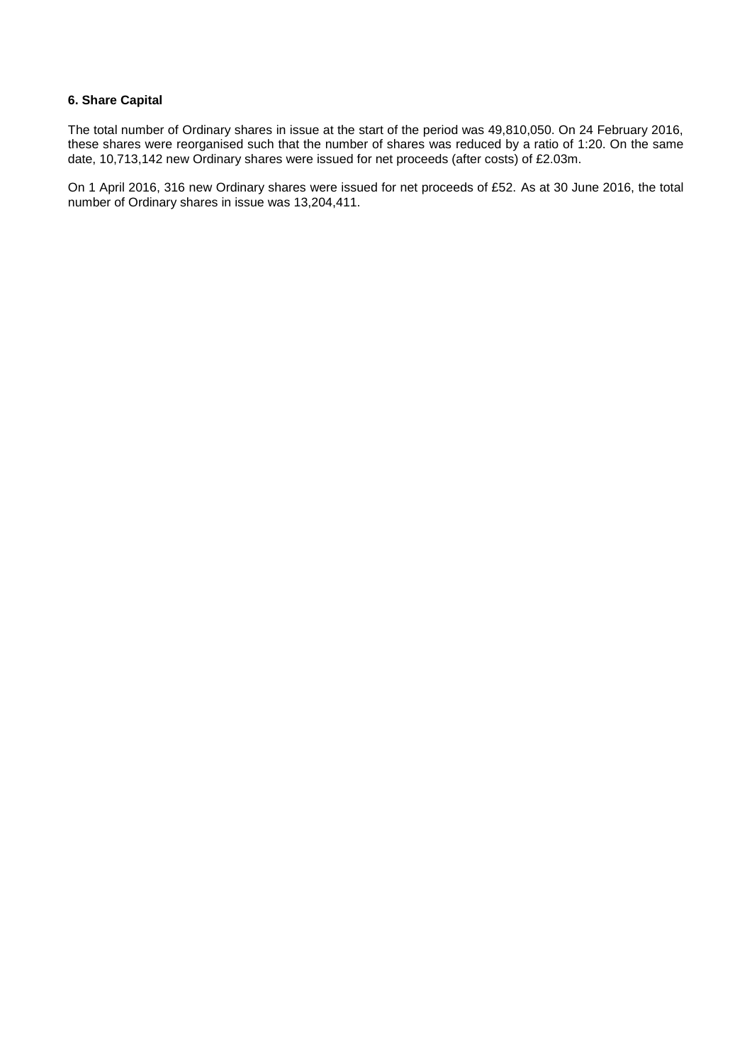### 6. Share Capital

The total number of Ordinary shares in issue at the start of the period was 49,810,050. On 24 February 2016, these shares were reorganised such that the number of shares was reduced by a ratio of 1:20. On the same date, 10,713,142 new Ordinary shares were issued for net proceeds (after costs) of £2.03m.

On 1 April 2016, 316 new Ordinary shares were issued for net proceeds of £52. As at 30 June 2016, the total number of Ordinary shares in issue was 13,204,411.